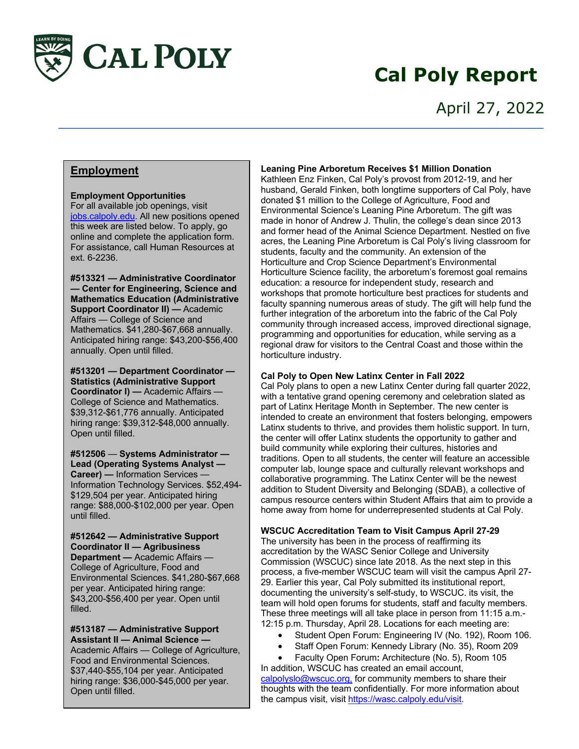# Cal Poly Report

April 27, 2022

## Employment

**Employment Opportunities**
For all available job openings, visit jobs.calpoly.edu. All new positions opened this week are listed below. To apply, go online and complete the application form. For assistance, call Human Resources at ext. 6-2236.

**#513321 — Administrative Coordinator — Center for Engineering, Science and Mathematics Education (Administrative Support Coordinator II) —** Academic Affairs — College of Science and Mathematics. $41,280-$67,668 annually. Anticipated hiring range: $43,200-$56,400 annually. Open until filled.

**#513201 — Department Coordinator — Statistics (Administrative Support Coordinator I) —** Academic Affairs — College of Science and Mathematics. $39,312-$61,776 annually. Anticipated hiring range: $39,312-$48,000 annually. Open until filled.

**#512506 — Systems Administrator — Lead (Operating Systems Analyst — Career) —** Information Services — Information Technology Services. $52,494-$129,504 per year. Anticipated hiring range: $88,000-$102,000 per year. Open until filled.

**#512642 — Administrative Support Coordinator II — Agribusiness Department —** Academic Affairs — College of Agriculture, Food and Environmental Sciences. $41,280-$67,668 per year. Anticipated hiring range: $43,200-$56,400 per year. Open until filled.

**#513187 — Administrative Support Assistant II — Animal Science —** Academic Affairs — College of Agriculture, Food and Environmental Sciences. $37,440-$55,104 per year. Anticipated hiring range: $36,000-$45,000 per year. Open until filled.

**Leaning Pine Arboretum Receives $1 Million Donation**
Kathleen Enz Finken, Cal Poly's provost from 2012-19, and her husband, Gerald Finken, both longtime supporters of Cal Poly, have donated $1 million to the College of Agriculture, Food and Environmental Science's Leaning Pine Arboretum. The gift was made in honor of Andrew J. Thulin, the college's dean since 2013 and former head of the Animal Science Department. Nestled on five acres, the Leaning Pine Arboretum is Cal Poly's living classroom for students, faculty and the community. An extension of the Horticulture and Crop Science Department's Environmental Horticulture Science facility, the arboretum's foremost goal remains education: a resource for independent study, research and workshops that promote horticulture best practices for students and faculty spanning numerous areas of study. The gift will help fund the further integration of the arboretum into the fabric of the Cal Poly community through increased access, improved directional signage, programming and opportunities for education, while serving as a regional draw for visitors to the Central Coast and those within the horticulture industry.

**Cal Poly to Open New Latinx Center in Fall 2022**
Cal Poly plans to open a new Latinx Center during fall quarter 2022, with a tentative grand opening ceremony and celebration slated as part of Latinx Heritage Month in September. The new center is intended to create an environment that fosters belonging, empowers Latinx students to thrive, and provides them holistic support. In turn, the center will offer Latinx students the opportunity to gather and build community while exploring their cultures, histories and traditions. Open to all students, the center will feature an accessible computer lab, lounge space and culturally relevant workshops and collaborative programming. The Latinx Center will be the newest addition to Student Diversity and Belonging (SDAB), a collective of campus resource centers within Student Affairs that aim to provide a home away from home for underrepresented students at Cal Poly.

**WSCUC Accreditation Team to Visit Campus April 27-29**
The university has been in the process of reaffirming its accreditation by the WASC Senior College and University Commission (WSCUC) since late 2018. As the next step in this process, a five-member WSCUC team will visit the campus April 27-29. Earlier this year, Cal Poly submitted its institutional report, documenting the university's self-study, to WSCUC. its visit, the team will hold open forums for students, staff and faculty members. These three meetings will all take place in person from 11:15 a.m.-12:15 p.m. Thursday, April 28. Locations for each meeting are:

- Student Open Forum: Engineering IV (No. 192), Room 106.
- Staff Open Forum: Kennedy Library (No. 35), Room 209
- Faculty Open Forum**:** Architecture (No. 5), Room 105

In addition, WSCUC has created an email account, calpolyslo@wscuc.org, for community members to share their thoughts with the team confidentially. For more information about the campus visit, visit https://wasc.calpoly.edu/visit.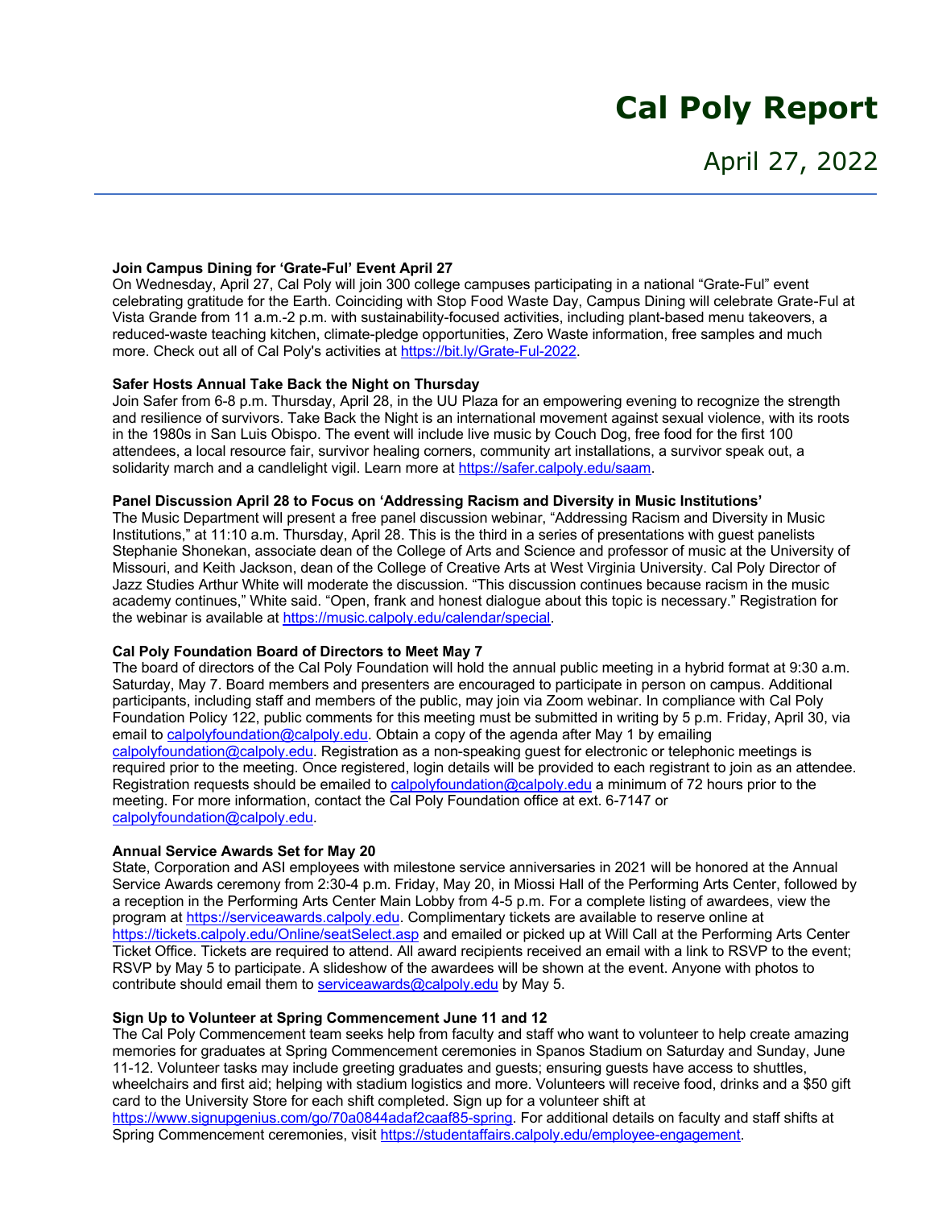# Cal Poly Report

April 27, 2022

**Join Campus Dining for 'Grate-Ful' Event April 27**
On Wednesday, April 27, Cal Poly will join 300 college campuses participating in a national "Grate-Ful" event celebrating gratitude for the Earth. Coinciding with Stop Food Waste Day, Campus Dining will celebrate Grate-Ful at Vista Grande from 11 a.m.-2 p.m. with sustainability-focused activities, including plant-based menu takeovers, a reduced-waste teaching kitchen, climate-pledge opportunities, Zero Waste information, free samples and much more. Check out all of Cal Poly's activities at https://bit.ly/Grate-Ful-2022.

**Safer Hosts Annual Take Back the Night on Thursday**
Join Safer from 6-8 p.m. Thursday, April 28, in the UU Plaza for an empowering evening to recognize the strength and resilience of survivors. Take Back the Night is an international movement against sexual violence, with its roots in the 1980s in San Luis Obispo. The event will include live music by Couch Dog, free food for the first 100 attendees, a local resource fair, survivor healing corners, community art installations, a survivor speak out, a solidarity march and a candlelight vigil. Learn more at https://safer.calpoly.edu/saam.

**Panel Discussion April 28 to Focus on 'Addressing Racism and Diversity in Music Institutions'**
The Music Department will present a free panel discussion webinar, "Addressing Racism and Diversity in Music Institutions," at 11:10 a.m. Thursday, April 28. This is the third in a series of presentations with guest panelists Stephanie Shonekan, associate dean of the College of Arts and Science and professor of music at the University of Missouri, and Keith Jackson, dean of the College of Creative Arts at West Virginia University. Cal Poly Director of Jazz Studies Arthur White will moderate the discussion. "This discussion continues because racism in the music academy continues," White said. "Open, frank and honest dialogue about this topic is necessary." Registration for the webinar is available at https://music.calpoly.edu/calendar/special.

**Cal Poly Foundation Board of Directors to Meet May 7**
The board of directors of the Cal Poly Foundation will hold the annual public meeting in a hybrid format at 9:30 a.m. Saturday, May 7. Board members and presenters are encouraged to participate in person on campus. Additional participants, including staff and members of the public, may join via Zoom webinar. In compliance with Cal Poly Foundation Policy 122, public comments for this meeting must be submitted in writing by 5 p.m. Friday, April 30, via email to calpolyfoundation@calpoly.edu. Obtain a copy of the agenda after May 1 by emailing calpolyfoundation@calpoly.edu. Registration as a non-speaking guest for electronic or telephonic meetings is required prior to the meeting. Once registered, login details will be provided to each registrant to join as an attendee. Registration requests should be emailed to calpolyfoundation@calpoly.edu a minimum of 72 hours prior to the meeting. For more information, contact the Cal Poly Foundation office at ext. 6-7147 or calpolyfoundation@calpoly.edu.

**Annual Service Awards Set for May 20**
State, Corporation and ASI employees with milestone service anniversaries in 2021 will be honored at the Annual Service Awards ceremony from 2:30-4 p.m. Friday, May 20, in Miossi Hall of the Performing Arts Center, followed by a reception in the Performing Arts Center Main Lobby from 4-5 p.m. For a complete listing of awardees, view the program at https://serviceawards.calpoly.edu. Complimentary tickets are available to reserve online at https://tickets.calpoly.edu/Online/seatSelect.asp and emailed or picked up at Will Call at the Performing Arts Center Ticket Office. Tickets are required to attend. All award recipients received an email with a link to RSVP to the event; RSVP by May 5 to participate. A slideshow of the awardees will be shown at the event. Anyone with photos to contribute should email them to serviceawards@calpoly.edu by May 5.

**Sign Up to Volunteer at Spring Commencement June 11 and 12**
The Cal Poly Commencement team seeks help from faculty and staff who want to volunteer to help create amazing memories for graduates at Spring Commencement ceremonies in Spanos Stadium on Saturday and Sunday, June 11-12. Volunteer tasks may include greeting graduates and guests; ensuring guests have access to shuttles, wheelchairs and first aid; helping with stadium logistics and more. Volunteers will receive food, drinks and a $50 gift card to the University Store for each shift completed. Sign up for a volunteer shift at https://www.signupgenius.com/go/70a0844adaf2caaf85-spring. For additional details on faculty and staff shifts at Spring Commencement ceremonies, visit https://studentaffairs.calpoly.edu/employee-engagement.